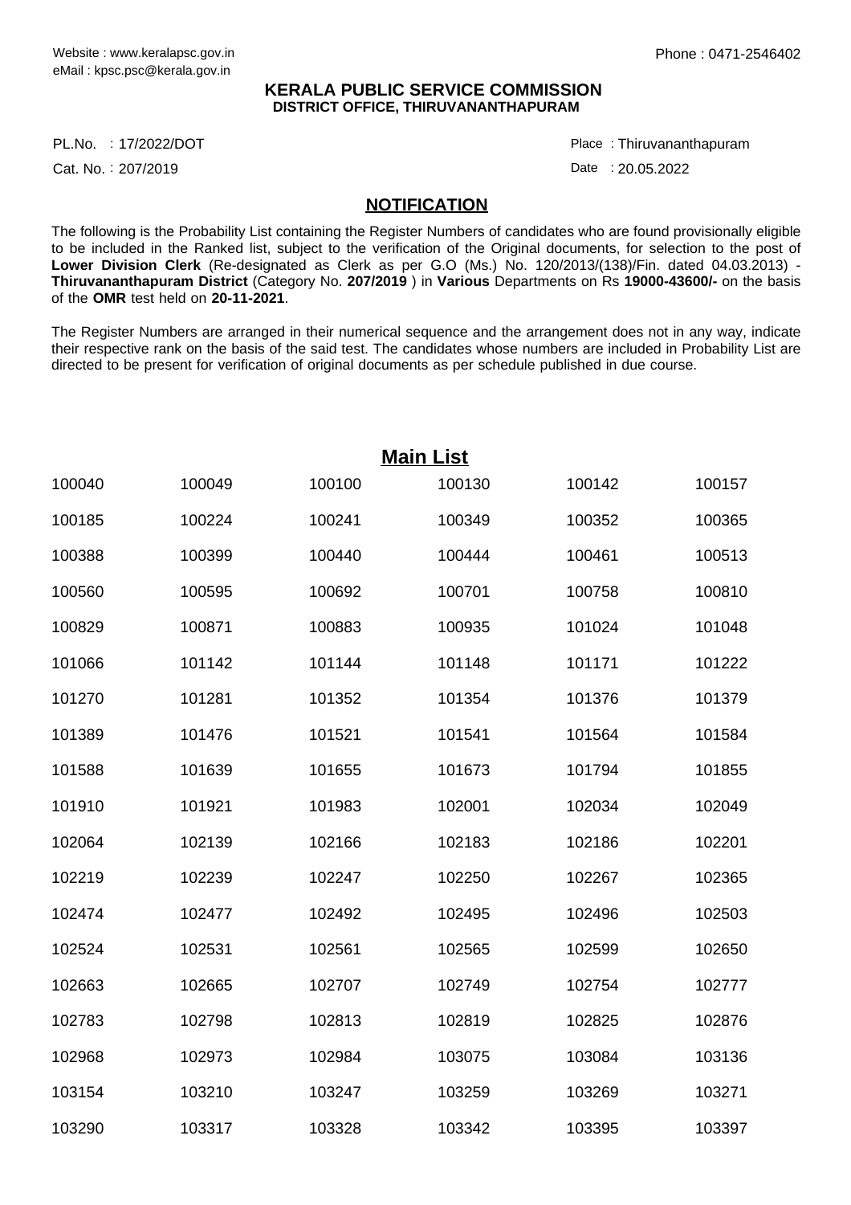Website : www.keralapsc.gov.in
eMail : kpsc.psc@kerala.gov.in

Phone : 0471-2546402

**KERALA PUBLIC SERVICE COMMISSION**
**DISTRICT OFFICE, THIRUVANANTHAPURAM**

PL.No. : 17/2022/DOT
Cat. No. : 207/2019

Place : Thiruvananthapuram
Date : 20.05.2022

## NOTIFICATION

The following is the Probability List containing the Register Numbers of candidates who are found provisionally eligible to be included in the Ranked list, subject to the verification of the Original documents, for selection to the post of **Lower Division Clerk** (Re-designated as Clerk as per G.O (Ms.) No. 120/2013/(138)/Fin. dated 04.03.2013) - **Thiruvananthapuram District** (Category No. **207/2019** ) in **Various** Departments on Rs **19000-43600/-** on the basis of the **OMR** test held on **20-11-2021**.

The Register Numbers are arranged in their numerical sequence and the arrangement does not in any way, indicate their respective rank on the basis of the said test. The candidates whose numbers are included in Probability List are directed to be present for verification of original documents as per schedule published in due course.

## Main List

| | | | | | |
|---|---|---|---|---|---|
| 100040 | 100049 | 100100 | 100130 | 100142 | 100157 |
| 100185 | 100224 | 100241 | 100349 | 100352 | 100365 |
| 100388 | 100399 | 100440 | 100444 | 100461 | 100513 |
| 100560 | 100595 | 100692 | 100701 | 100758 | 100810 |
| 100829 | 100871 | 100883 | 100935 | 101024 | 101048 |
| 101066 | 101142 | 101144 | 101148 | 101171 | 101222 |
| 101270 | 101281 | 101352 | 101354 | 101376 | 101379 |
| 101389 | 101476 | 101521 | 101541 | 101564 | 101584 |
| 101588 | 101639 | 101655 | 101673 | 101794 | 101855 |
| 101910 | 101921 | 101983 | 102001 | 102034 | 102049 |
| 102064 | 102139 | 102166 | 102183 | 102186 | 102201 |
| 102219 | 102239 | 102247 | 102250 | 102267 | 102365 |
| 102474 | 102477 | 102492 | 102495 | 102496 | 102503 |
| 102524 | 102531 | 102561 | 102565 | 102599 | 102650 |
| 102663 | 102665 | 102707 | 102749 | 102754 | 102777 |
| 102783 | 102798 | 102813 | 102819 | 102825 | 102876 |
| 102968 | 102973 | 102984 | 103075 | 103084 | 103136 |
| 103154 | 103210 | 103247 | 103259 | 103269 | 103271 |
| 103290 | 103317 | 103328 | 103342 | 103395 | 103397 |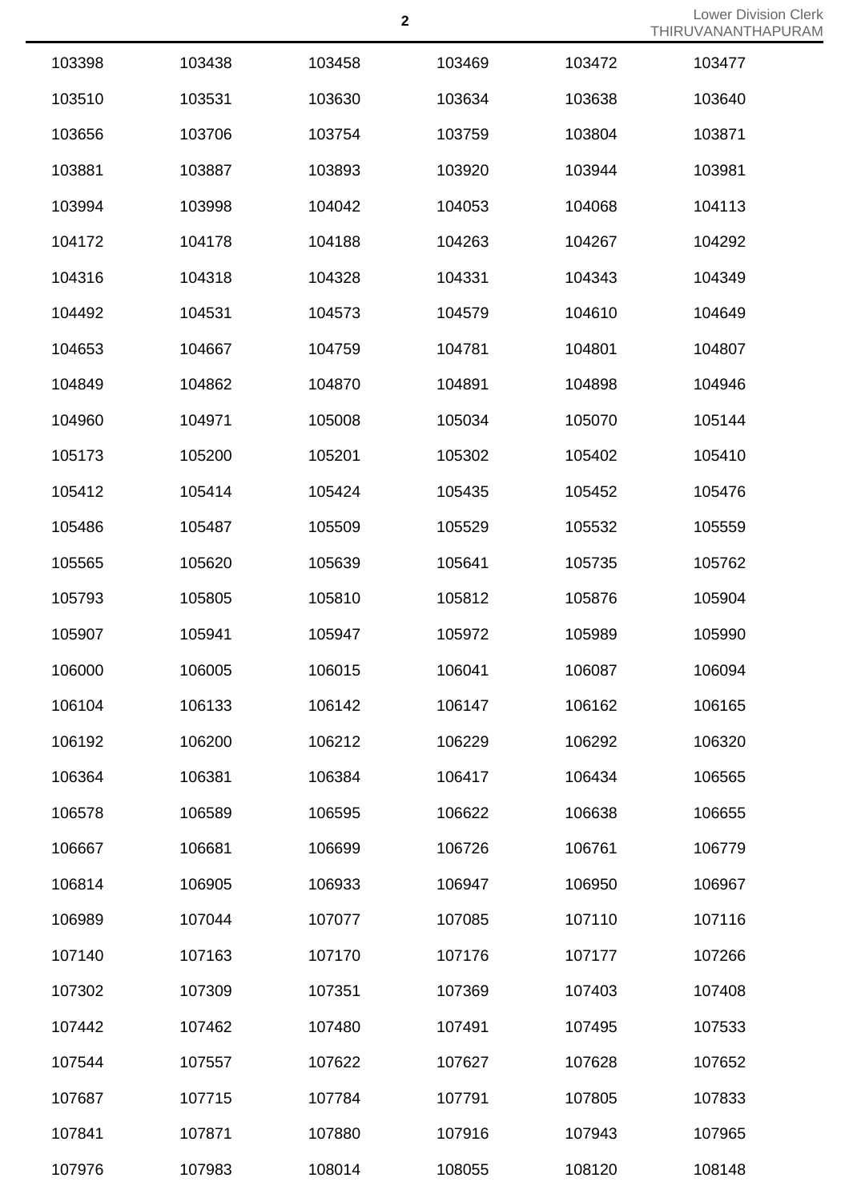| | | | | | |
|---|---|---|---|---|---|
| 103398 | 103438 | 103458 | 103469 | 103472 | 103477 |
| 103510 | 103531 | 103630 | 103634 | 103638 | 103640 |
| 103656 | 103706 | 103754 | 103759 | 103804 | 103871 |
| 103881 | 103887 | 103893 | 103920 | 103944 | 103981 |
| 103994 | 103998 | 104042 | 104053 | 104068 | 104113 |
| 104172 | 104178 | 104188 | 104263 | 104267 | 104292 |
| 104316 | 104318 | 104328 | 104331 | 104343 | 104349 |
| 104492 | 104531 | 104573 | 104579 | 104610 | 104649 |
| 104653 | 104667 | 104759 | 104781 | 104801 | 104807 |
| 104849 | 104862 | 104870 | 104891 | 104898 | 104946 |
| 104960 | 104971 | 105008 | 105034 | 105070 | 105144 |
| 105173 | 105200 | 105201 | 105302 | 105402 | 105410 |
| 105412 | 105414 | 105424 | 105435 | 105452 | 105476 |
| 105486 | 105487 | 105509 | 105529 | 105532 | 105559 |
| 105565 | 105620 | 105639 | 105641 | 105735 | 105762 |
| 105793 | 105805 | 105810 | 105812 | 105876 | 105904 |
| 105907 | 105941 | 105947 | 105972 | 105989 | 105990 |
| 106000 | 106005 | 106015 | 106041 | 106087 | 106094 |
| 106104 | 106133 | 106142 | 106147 | 106162 | 106165 |
| 106192 | 106200 | 106212 | 106229 | 106292 | 106320 |
| 106364 | 106381 | 106384 | 106417 | 106434 | 106565 |
| 106578 | 106589 | 106595 | 106622 | 106638 | 106655 |
| 106667 | 106681 | 106699 | 106726 | 106761 | 106779 |
| 106814 | 106905 | 106933 | 106947 | 106950 | 106967 |
| 106989 | 107044 | 107077 | 107085 | 107110 | 107116 |
| 107140 | 107163 | 107170 | 107176 | 107177 | 107266 |
| 107302 | 107309 | 107351 | 107369 | 107403 | 107408 |
| 107442 | 107462 | 107480 | 107491 | 107495 | 107533 |
| 107544 | 107557 | 107622 | 107627 | 107628 | 107652 |
| 107687 | 107715 | 107784 | 107791 | 107805 | 107833 |
| 107841 | 107871 | 107880 | 107916 | 107943 | 107965 |
| 107976 | 107983 | 108014 | 108055 | 108120 | 108148 |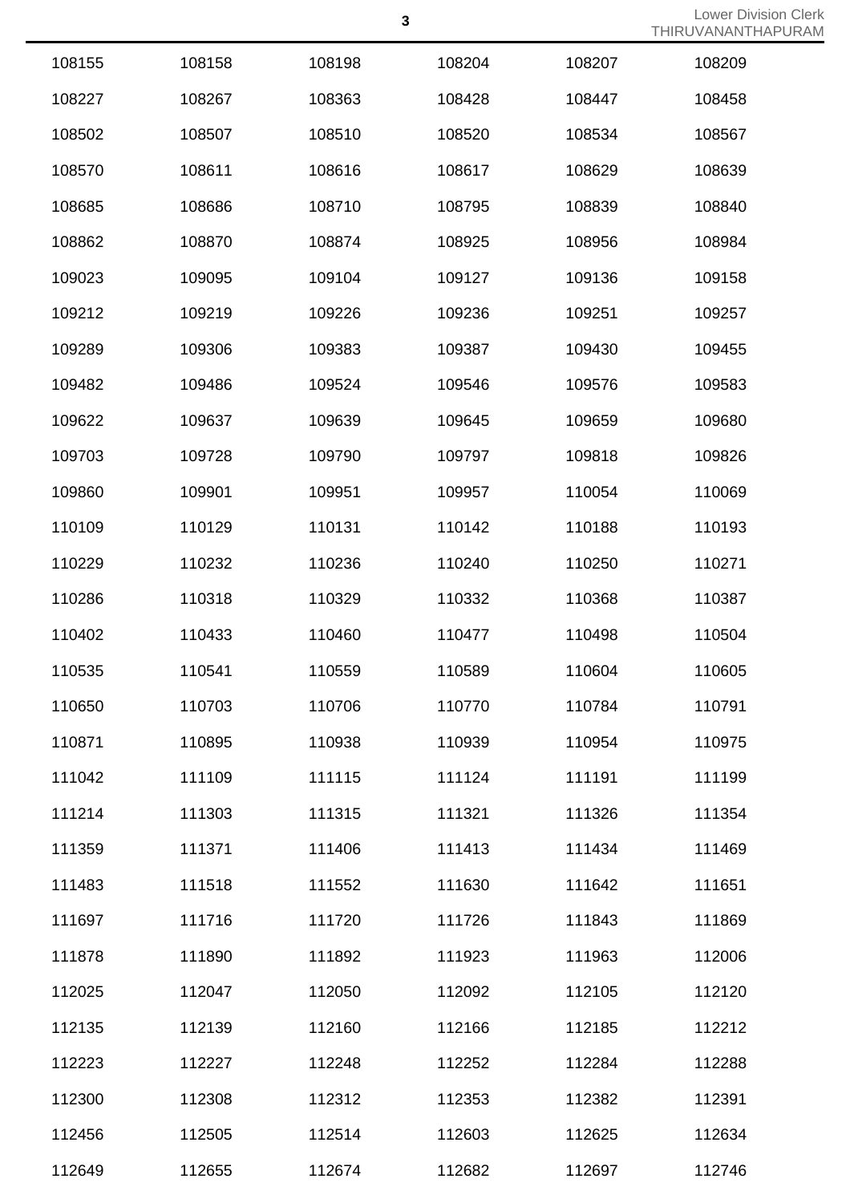| | | | | | |
|---|---|---|---|---|---|
| 108155 | 108158 | 108198 | 108204 | 108207 | 108209 |
| 108227 | 108267 | 108363 | 108428 | 108447 | 108458 |
| 108502 | 108507 | 108510 | 108520 | 108534 | 108567 |
| 108570 | 108611 | 108616 | 108617 | 108629 | 108639 |
| 108685 | 108686 | 108710 | 108795 | 108839 | 108840 |
| 108862 | 108870 | 108874 | 108925 | 108956 | 108984 |
| 109023 | 109095 | 109104 | 109127 | 109136 | 109158 |
| 109212 | 109219 | 109226 | 109236 | 109251 | 109257 |
| 109289 | 109306 | 109383 | 109387 | 109430 | 109455 |
| 109482 | 109486 | 109524 | 109546 | 109576 | 109583 |
| 109622 | 109637 | 109639 | 109645 | 109659 | 109680 |
| 109703 | 109728 | 109790 | 109797 | 109818 | 109826 |
| 109860 | 109901 | 109951 | 109957 | 110054 | 110069 |
| 110109 | 110129 | 110131 | 110142 | 110188 | 110193 |
| 110229 | 110232 | 110236 | 110240 | 110250 | 110271 |
| 110286 | 110318 | 110329 | 110332 | 110368 | 110387 |
| 110402 | 110433 | 110460 | 110477 | 110498 | 110504 |
| 110535 | 110541 | 110559 | 110589 | 110604 | 110605 |
| 110650 | 110703 | 110706 | 110770 | 110784 | 110791 |
| 110871 | 110895 | 110938 | 110939 | 110954 | 110975 |
| 111042 | 111109 | 111115 | 111124 | 111191 | 111199 |
| 111214 | 111303 | 111315 | 111321 | 111326 | 111354 |
| 111359 | 111371 | 111406 | 111413 | 111434 | 111469 |
| 111483 | 111518 | 111552 | 111630 | 111642 | 111651 |
| 111697 | 111716 | 111720 | 111726 | 111843 | 111869 |
| 111878 | 111890 | 111892 | 111923 | 111963 | 112006 |
| 112025 | 112047 | 112050 | 112092 | 112105 | 112120 |
| 112135 | 112139 | 112160 | 112166 | 112185 | 112212 |
| 112223 | 112227 | 112248 | 112252 | 112284 | 112288 |
| 112300 | 112308 | 112312 | 112353 | 112382 | 112391 |
| 112456 | 112505 | 112514 | 112603 | 112625 | 112634 |
| 112649 | 112655 | 112674 | 112682 | 112697 | 112746 |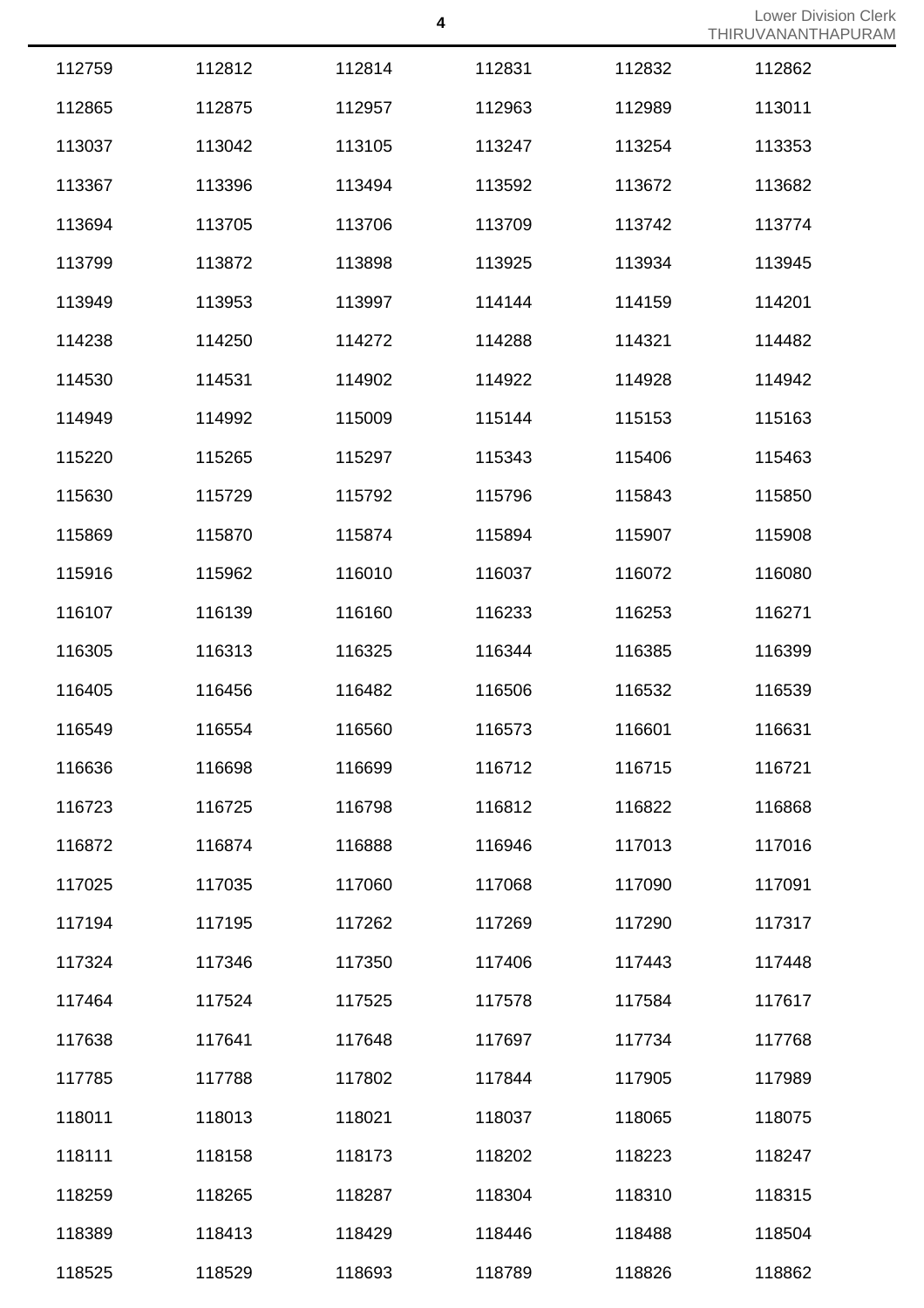| | | | | | |
|---|---|---|---|---|---|
| 112759 | 112812 | 112814 | 112831 | 112832 | 112862 |
| 112865 | 112875 | 112957 | 112963 | 112989 | 113011 |
| 113037 | 113042 | 113105 | 113247 | 113254 | 113353 |
| 113367 | 113396 | 113494 | 113592 | 113672 | 113682 |
| 113694 | 113705 | 113706 | 113709 | 113742 | 113774 |
| 113799 | 113872 | 113898 | 113925 | 113934 | 113945 |
| 113949 | 113953 | 113997 | 114144 | 114159 | 114201 |
| 114238 | 114250 | 114272 | 114288 | 114321 | 114482 |
| 114530 | 114531 | 114902 | 114922 | 114928 | 114942 |
| 114949 | 114992 | 115009 | 115144 | 115153 | 115163 |
| 115220 | 115265 | 115297 | 115343 | 115406 | 115463 |
| 115630 | 115729 | 115792 | 115796 | 115843 | 115850 |
| 115869 | 115870 | 115874 | 115894 | 115907 | 115908 |
| 115916 | 115962 | 116010 | 116037 | 116072 | 116080 |
| 116107 | 116139 | 116160 | 116233 | 116253 | 116271 |
| 116305 | 116313 | 116325 | 116344 | 116385 | 116399 |
| 116405 | 116456 | 116482 | 116506 | 116532 | 116539 |
| 116549 | 116554 | 116560 | 116573 | 116601 | 116631 |
| 116636 | 116698 | 116699 | 116712 | 116715 | 116721 |
| 116723 | 116725 | 116798 | 116812 | 116822 | 116868 |
| 116872 | 116874 | 116888 | 116946 | 117013 | 117016 |
| 117025 | 117035 | 117060 | 117068 | 117090 | 117091 |
| 117194 | 117195 | 117262 | 117269 | 117290 | 117317 |
| 117324 | 117346 | 117350 | 117406 | 117443 | 117448 |
| 117464 | 117524 | 117525 | 117578 | 117584 | 117617 |
| 117638 | 117641 | 117648 | 117697 | 117734 | 117768 |
| 117785 | 117788 | 117802 | 117844 | 117905 | 117989 |
| 118011 | 118013 | 118021 | 118037 | 118065 | 118075 |
| 118111 | 118158 | 118173 | 118202 | 118223 | 118247 |
| 118259 | 118265 | 118287 | 118304 | 118310 | 118315 |
| 118389 | 118413 | 118429 | 118446 | 118488 | 118504 |
| 118525 | 118529 | 118693 | 118789 | 118826 | 118862 |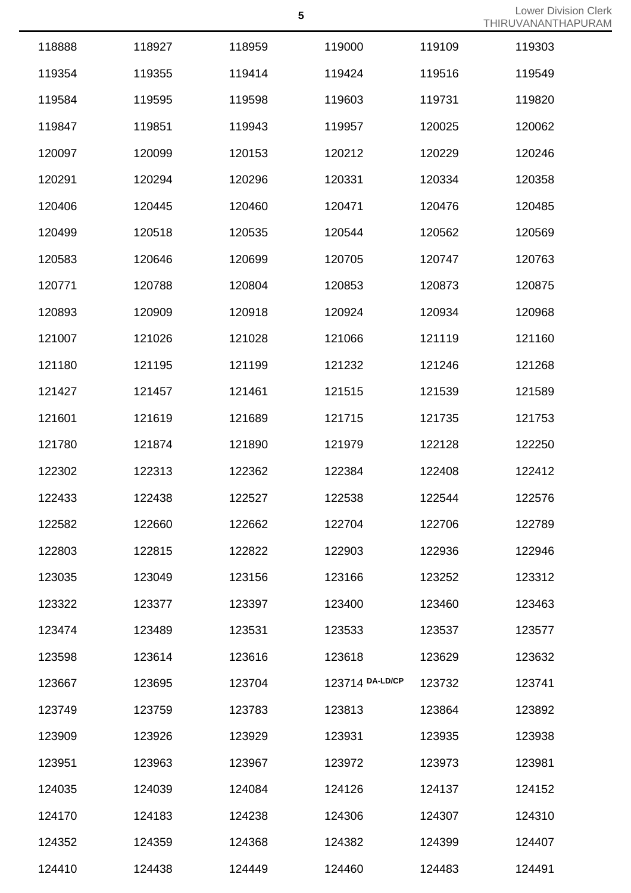| | | | | | |
|---|---|---|---|---|---|
| 118888 | 118927 | 118959 | 119000 | 119109 | 119303 |
| 119354 | 119355 | 119414 | 119424 | 119516 | 119549 |
| 119584 | 119595 | 119598 | 119603 | 119731 | 119820 |
| 119847 | 119851 | 119943 | 119957 | 120025 | 120062 |
| 120097 | 120099 | 120153 | 120212 | 120229 | 120246 |
| 120291 | 120294 | 120296 | 120331 | 120334 | 120358 |
| 120406 | 120445 | 120460 | 120471 | 120476 | 120485 |
| 120499 | 120518 | 120535 | 120544 | 120562 | 120569 |
| 120583 | 120646 | 120699 | 120705 | 120747 | 120763 |
| 120771 | 120788 | 120804 | 120853 | 120873 | 120875 |
| 120893 | 120909 | 120918 | 120924 | 120934 | 120968 |
| 121007 | 121026 | 121028 | 121066 | 121119 | 121160 |
| 121180 | 121195 | 121199 | 121232 | 121246 | 121268 |
| 121427 | 121457 | 121461 | 121515 | 121539 | 121589 |
| 121601 | 121619 | 121689 | 121715 | 121735 | 121753 |
| 121780 | 121874 | 121890 | 121979 | 122128 | 122250 |
| 122302 | 122313 | 122362 | 122384 | 122408 | 122412 |
| 122433 | 122438 | 122527 | 122538 | 122544 | 122576 |
| 122582 | 122660 | 122662 | 122704 | 122706 | 122789 |
| 122803 | 122815 | 122822 | 122903 | 122936 | 122946 |
| 123035 | 123049 | 123156 | 123166 | 123252 | 123312 |
| 123322 | 123377 | 123397 | 123400 | 123460 | 123463 |
| 123474 | 123489 | 123531 | 123533 | 123537 | 123577 |
| 123598 | 123614 | 123616 | 123618 | 123629 | 123632 |
| 123667 | 123695 | 123704 | 123714 DA-LD/CP | 123732 | 123741 |
| 123749 | 123759 | 123783 | 123813 | 123864 | 123892 |
| 123909 | 123926 | 123929 | 123931 | 123935 | 123938 |
| 123951 | 123963 | 123967 | 123972 | 123973 | 123981 |
| 124035 | 124039 | 124084 | 124126 | 124137 | 124152 |
| 124170 | 124183 | 124238 | 124306 | 124307 | 124310 |
| 124352 | 124359 | 124368 | 124382 | 124399 | 124407 |
| 124410 | 124438 | 124449 | 124460 | 124483 | 124491 |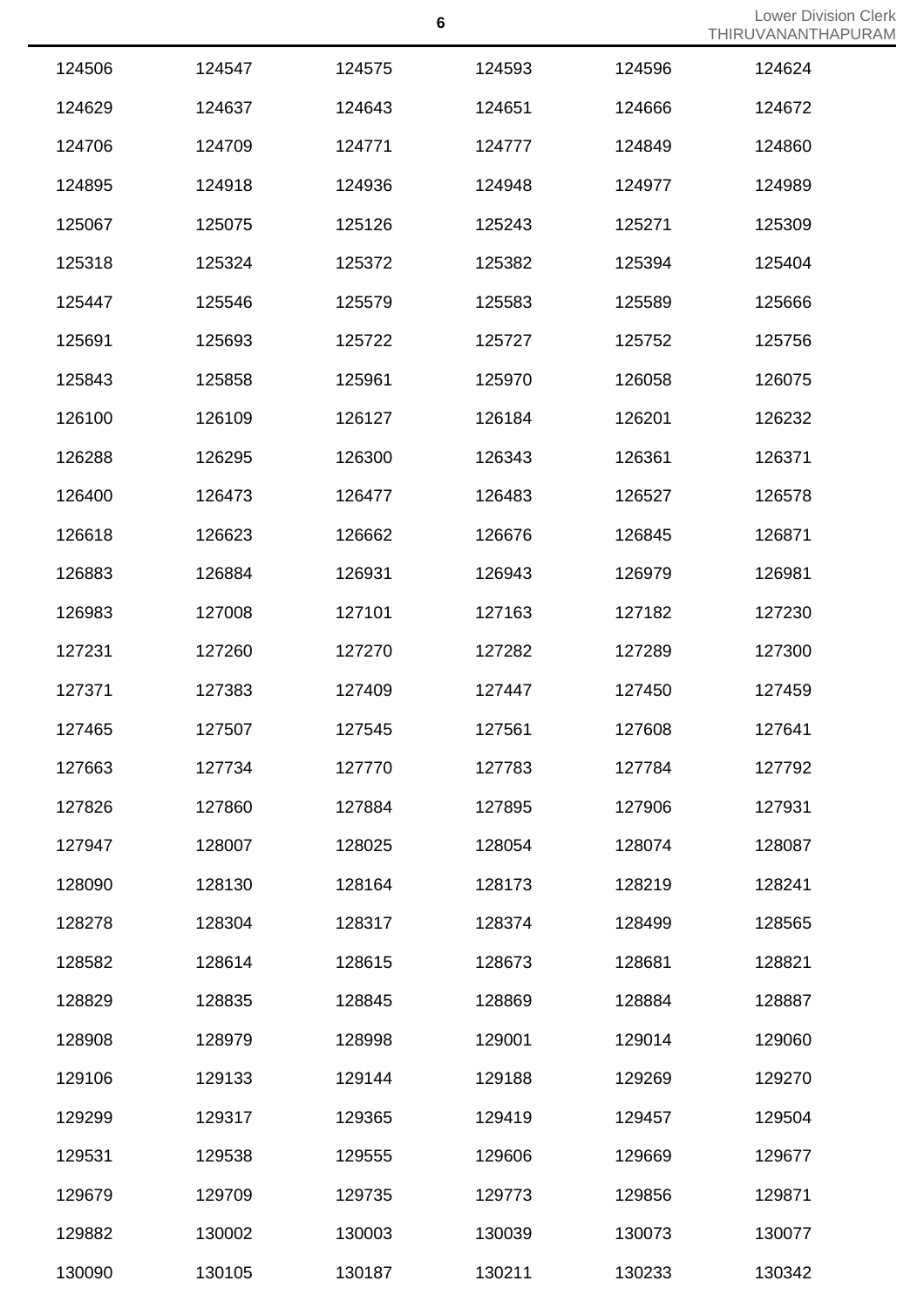| | | | | | |
|---|---|---|---|---|---|
| 124506 | 124547 | 124575 | 124593 | 124596 | 124624 |
| 124629 | 124637 | 124643 | 124651 | 124666 | 124672 |
| 124706 | 124709 | 124771 | 124777 | 124849 | 124860 |
| 124895 | 124918 | 124936 | 124948 | 124977 | 124989 |
| 125067 | 125075 | 125126 | 125243 | 125271 | 125309 |
| 125318 | 125324 | 125372 | 125382 | 125394 | 125404 |
| 125447 | 125546 | 125579 | 125583 | 125589 | 125666 |
| 125691 | 125693 | 125722 | 125727 | 125752 | 125756 |
| 125843 | 125858 | 125961 | 125970 | 126058 | 126075 |
| 126100 | 126109 | 126127 | 126184 | 126201 | 126232 |
| 126288 | 126295 | 126300 | 126343 | 126361 | 126371 |
| 126400 | 126473 | 126477 | 126483 | 126527 | 126578 |
| 126618 | 126623 | 126662 | 126676 | 126845 | 126871 |
| 126883 | 126884 | 126931 | 126943 | 126979 | 126981 |
| 126983 | 127008 | 127101 | 127163 | 127182 | 127230 |
| 127231 | 127260 | 127270 | 127282 | 127289 | 127300 |
| 127371 | 127383 | 127409 | 127447 | 127450 | 127459 |
| 127465 | 127507 | 127545 | 127561 | 127608 | 127641 |
| 127663 | 127734 | 127770 | 127783 | 127784 | 127792 |
| 127826 | 127860 | 127884 | 127895 | 127906 | 127931 |
| 127947 | 128007 | 128025 | 128054 | 128074 | 128087 |
| 128090 | 128130 | 128164 | 128173 | 128219 | 128241 |
| 128278 | 128304 | 128317 | 128374 | 128499 | 128565 |
| 128582 | 128614 | 128615 | 128673 | 128681 | 128821 |
| 128829 | 128835 | 128845 | 128869 | 128884 | 128887 |
| 128908 | 128979 | 128998 | 129001 | 129014 | 129060 |
| 129106 | 129133 | 129144 | 129188 | 129269 | 129270 |
| 129299 | 129317 | 129365 | 129419 | 129457 | 129504 |
| 129531 | 129538 | 129555 | 129606 | 129669 | 129677 |
| 129679 | 129709 | 129735 | 129773 | 129856 | 129871 |
| 129882 | 130002 | 130003 | 130039 | 130073 | 130077 |
| 130090 | 130105 | 130187 | 130211 | 130233 | 130342 |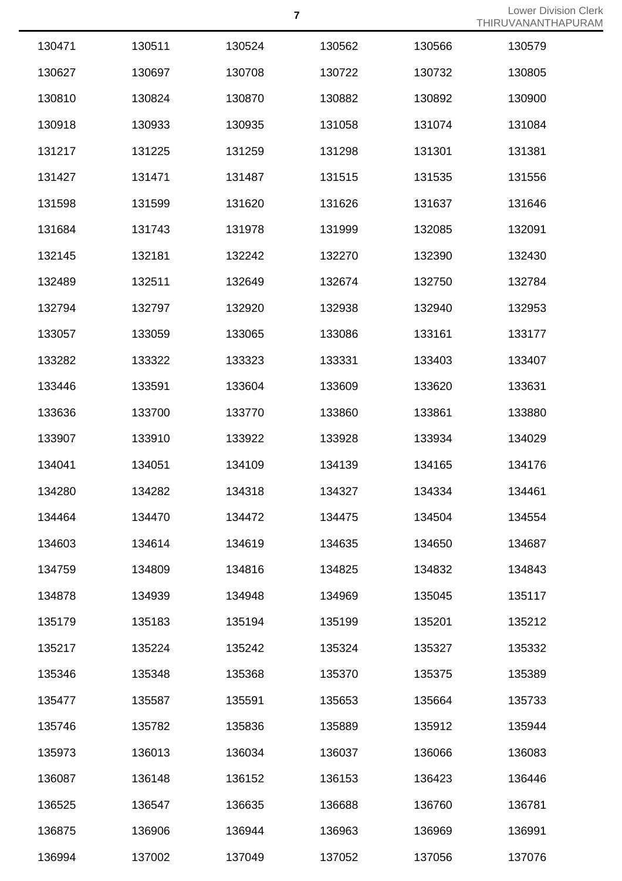| 130471 | 130511 | 130524 | 130562 | 130566 | 130579 |
|---|---|---|---|---|---|
| 130627 | 130697 | 130708 | 130722 | 130732 | 130805 |
| 130810 | 130824 | 130870 | 130882 | 130892 | 130900 |
| 130918 | 130933 | 130935 | 131058 | 131074 | 131084 |
| 131217 | 131225 | 131259 | 131298 | 131301 | 131381 |
| 131427 | 131471 | 131487 | 131515 | 131535 | 131556 |
| 131598 | 131599 | 131620 | 131626 | 131637 | 131646 |
| 131684 | 131743 | 131978 | 131999 | 132085 | 132091 |
| 132145 | 132181 | 132242 | 132270 | 132390 | 132430 |
| 132489 | 132511 | 132649 | 132674 | 132750 | 132784 |
| 132794 | 132797 | 132920 | 132938 | 132940 | 132953 |
| 133057 | 133059 | 133065 | 133086 | 133161 | 133177 |
| 133282 | 133322 | 133323 | 133331 | 133403 | 133407 |
| 133446 | 133591 | 133604 | 133609 | 133620 | 133631 |
| 133636 | 133700 | 133770 | 133860 | 133861 | 133880 |
| 133907 | 133910 | 133922 | 133928 | 133934 | 134029 |
| 134041 | 134051 | 134109 | 134139 | 134165 | 134176 |
| 134280 | 134282 | 134318 | 134327 | 134334 | 134461 |
| 134464 | 134470 | 134472 | 134475 | 134504 | 134554 |
| 134603 | 134614 | 134619 | 134635 | 134650 | 134687 |
| 134759 | 134809 | 134816 | 134825 | 134832 | 134843 |
| 134878 | 134939 | 134948 | 134969 | 135045 | 135117 |
| 135179 | 135183 | 135194 | 135199 | 135201 | 135212 |
| 135217 | 135224 | 135242 | 135324 | 135327 | 135332 |
| 135346 | 135348 | 135368 | 135370 | 135375 | 135389 |
| 135477 | 135587 | 135591 | 135653 | 135664 | 135733 |
| 135746 | 135782 | 135836 | 135889 | 135912 | 135944 |
| 135973 | 136013 | 136034 | 136037 | 136066 | 136083 |
| 136087 | 136148 | 136152 | 136153 | 136423 | 136446 |
| 136525 | 136547 | 136635 | 136688 | 136760 | 136781 |
| 136875 | 136906 | 136944 | 136963 | 136969 | 136991 |
| 136994 | 137002 | 137049 | 137052 | 137056 | 137076 |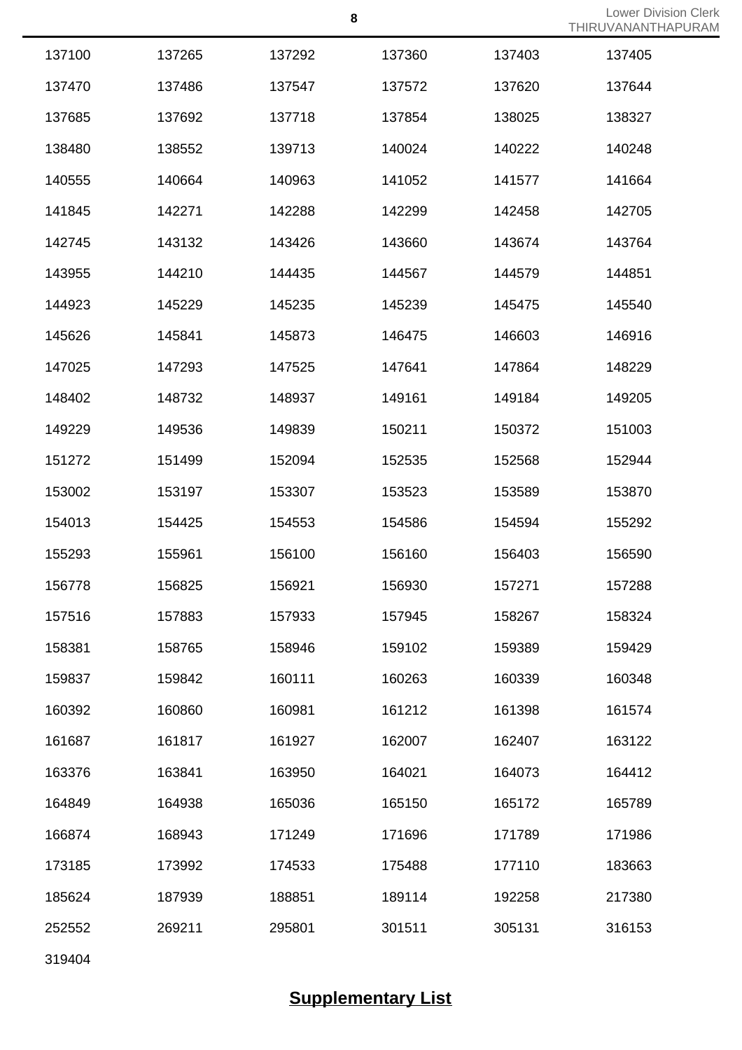| | | | | | |
|---|---|---|---|---|---|
| 137100 | 137265 | 137292 | 137360 | 137403 | 137405 |
| 137470 | 137486 | 137547 | 137572 | 137620 | 137644 |
| 137685 | 137692 | 137718 | 137854 | 138025 | 138327 |
| 138480 | 138552 | 139713 | 140024 | 140222 | 140248 |
| 140555 | 140664 | 140963 | 141052 | 141577 | 141664 |
| 141845 | 142271 | 142288 | 142299 | 142458 | 142705 |
| 142745 | 143132 | 143426 | 143660 | 143674 | 143764 |
| 143955 | 144210 | 144435 | 144567 | 144579 | 144851 |
| 144923 | 145229 | 145235 | 145239 | 145475 | 145540 |
| 145626 | 145841 | 145873 | 146475 | 146603 | 146916 |
| 147025 | 147293 | 147525 | 147641 | 147864 | 148229 |
| 148402 | 148732 | 148937 | 149161 | 149184 | 149205 |
| 149229 | 149536 | 149839 | 150211 | 150372 | 151003 |
| 151272 | 151499 | 152094 | 152535 | 152568 | 152944 |
| 153002 | 153197 | 153307 | 153523 | 153589 | 153870 |
| 154013 | 154425 | 154553 | 154586 | 154594 | 155292 |
| 155293 | 155961 | 156100 | 156160 | 156403 | 156590 |
| 156778 | 156825 | 156921 | 156930 | 157271 | 157288 |
| 157516 | 157883 | 157933 | 157945 | 158267 | 158324 |
| 158381 | 158765 | 158946 | 159102 | 159389 | 159429 |
| 159837 | 159842 | 160111 | 160263 | 160339 | 160348 |
| 160392 | 160860 | 160981 | 161212 | 161398 | 161574 |
| 161687 | 161817 | 161927 | 162007 | 162407 | 163122 |
| 163376 | 163841 | 163950 | 164021 | 164073 | 164412 |
| 164849 | 164938 | 165036 | 165150 | 165172 | 165789 |
| 166874 | 168943 | 171249 | 171696 | 171789 | 171986 |
| 173185 | 173992 | 174533 | 175488 | 177110 | 183663 |
| 185624 | 187939 | 188851 | 189114 | 192258 | 217380 |
| 252552 | 269211 | 295801 | 301511 | 305131 | 316153 |
| 319404 | | | | | |

## **Supplementary List**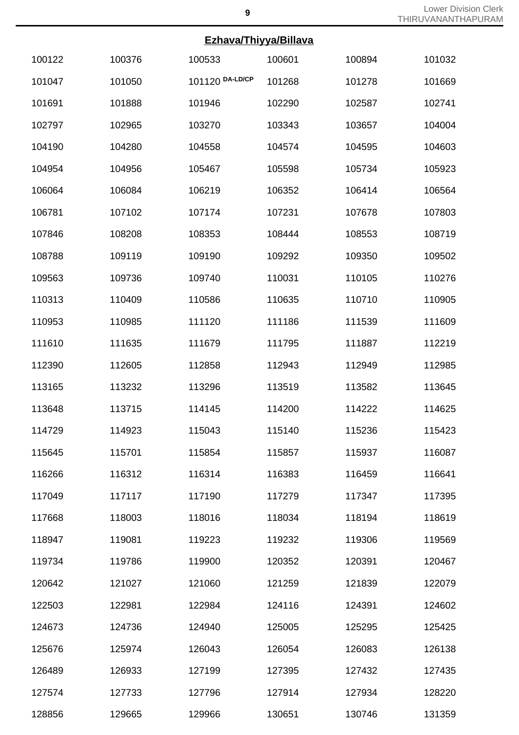## Ezhava/Thiyya/Billava

| | | | | | |
|---|---|---|---|---|---|
| 100122 | 100376 | 100533 | 100601 | 100894 | 101032 |
| 101047 | 101050 | 101120 DA-LD/CP | 101268 | 101278 | 101669 |
| 101691 | 101888 | 101946 | 102290 | 102587 | 102741 |
| 102797 | 102965 | 103270 | 103343 | 103657 | 104004 |
| 104190 | 104280 | 104558 | 104574 | 104595 | 104603 |
| 104954 | 104956 | 105467 | 105598 | 105734 | 105923 |
| 106064 | 106084 | 106219 | 106352 | 106414 | 106564 |
| 106781 | 107102 | 107174 | 107231 | 107678 | 107803 |
| 107846 | 108208 | 108353 | 108444 | 108553 | 108719 |
| 108788 | 109119 | 109190 | 109292 | 109350 | 109502 |
| 109563 | 109736 | 109740 | 110031 | 110105 | 110276 |
| 110313 | 110409 | 110586 | 110635 | 110710 | 110905 |
| 110953 | 110985 | 111120 | 111186 | 111539 | 111609 |
| 111610 | 111635 | 111679 | 111795 | 111887 | 112219 |
| 112390 | 112605 | 112858 | 112943 | 112949 | 112985 |
| 113165 | 113232 | 113296 | 113519 | 113582 | 113645 |
| 113648 | 113715 | 114145 | 114200 | 114222 | 114625 |
| 114729 | 114923 | 115043 | 115140 | 115236 | 115423 |
| 115645 | 115701 | 115854 | 115857 | 115937 | 116087 |
| 116266 | 116312 | 116314 | 116383 | 116459 | 116641 |
| 117049 | 117117 | 117190 | 117279 | 117347 | 117395 |
| 117668 | 118003 | 118016 | 118034 | 118194 | 118619 |
| 118947 | 119081 | 119223 | 119232 | 119306 | 119569 |
| 119734 | 119786 | 119900 | 120352 | 120391 | 120467 |
| 120642 | 121027 | 121060 | 121259 | 121839 | 122079 |
| 122503 | 122981 | 122984 | 124116 | 124391 | 124602 |
| 124673 | 124736 | 124940 | 125005 | 125295 | 125425 |
| 125676 | 125974 | 126043 | 126054 | 126083 | 126138 |
| 126489 | 126933 | 127199 | 127395 | 127432 | 127435 |
| 127574 | 127733 | 127796 | 127914 | 127934 | 128220 |
| 128856 | 129665 | 129966 | 130651 | 130746 | 131359 |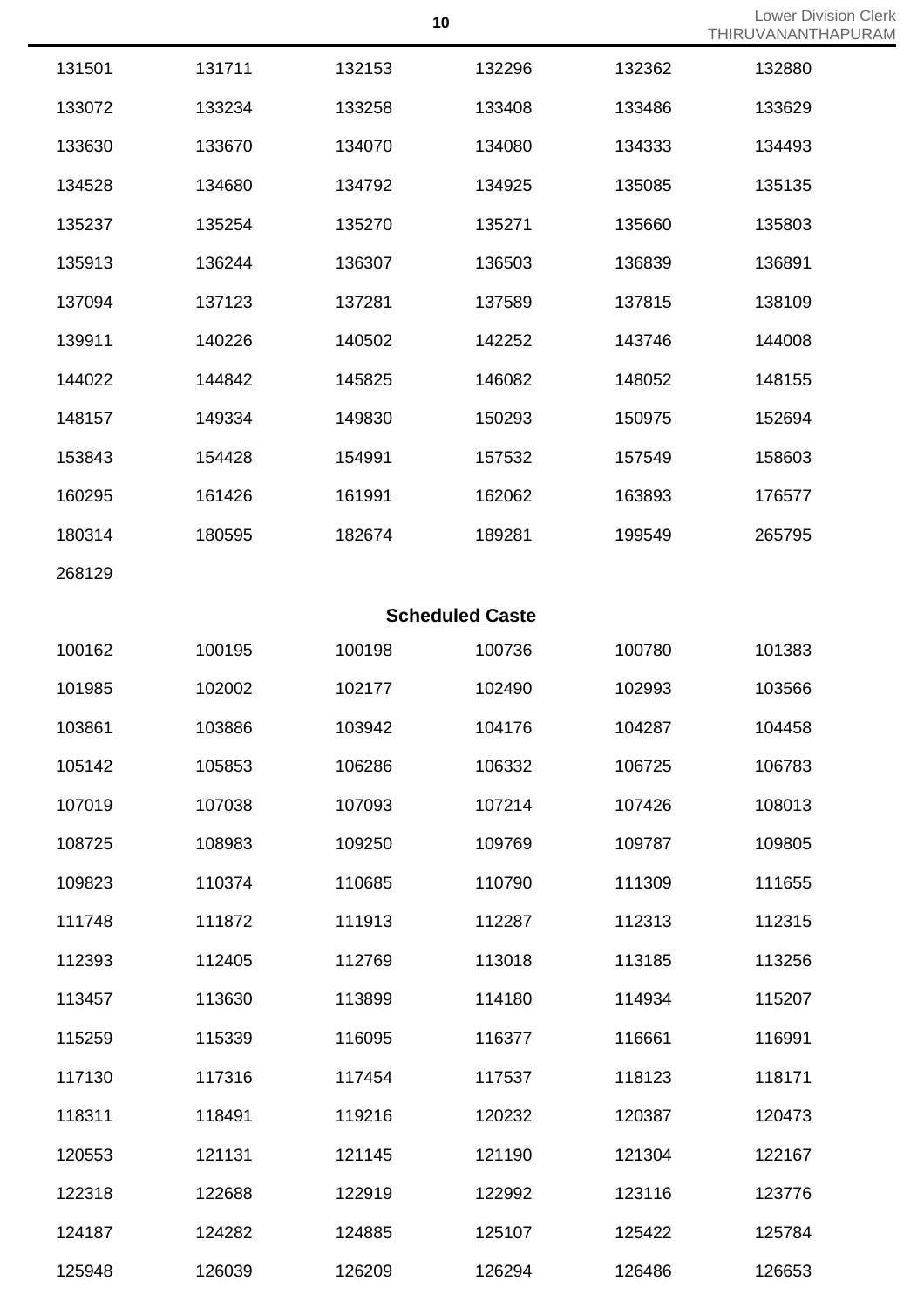| | | | | | |
|---|---|---|---|---|---|
| 131501 | 131711 | 132153 | 132296 | 132362 | 132880 |
| 133072 | 133234 | 133258 | 133408 | 133486 | 133629 |
| 133630 | 133670 | 134070 | 134080 | 134333 | 134493 |
| 134528 | 134680 | 134792 | 134925 | 135085 | 135135 |
| 135237 | 135254 | 135270 | 135271 | 135660 | 135803 |
| 135913 | 136244 | 136307 | 136503 | 136839 | 136891 |
| 137094 | 137123 | 137281 | 137589 | 137815 | 138109 |
| 139911 | 140226 | 140502 | 142252 | 143746 | 144008 |
| 144022 | 144842 | 145825 | 146082 | 148052 | 148155 |
| 148157 | 149334 | 149830 | 150293 | 150975 | 152694 |
| 153843 | 154428 | 154991 | 157532 | 157549 | 158603 |
| 160295 | 161426 | 161991 | 162062 | 163893 | 176577 |
| 180314 | 180595 | 182674 | 189281 | 199549 | 265795 |
| 268129 | | | | | |

## Scheduled Caste

| | | | | | |
|---|---|---|---|---|---|
| 100162 | 100195 | 100198 | 100736 | 100780 | 101383 |
| 101985 | 102002 | 102177 | 102490 | 102993 | 103566 |
| 103861 | 103886 | 103942 | 104176 | 104287 | 104458 |
| 105142 | 105853 | 106286 | 106332 | 106725 | 106783 |
| 107019 | 107038 | 107093 | 107214 | 107426 | 108013 |
| 108725 | 108983 | 109250 | 109769 | 109787 | 109805 |
| 109823 | 110374 | 110685 | 110790 | 111309 | 111655 |
| 111748 | 111872 | 111913 | 112287 | 112313 | 112315 |
| 112393 | 112405 | 112769 | 113018 | 113185 | 113256 |
| 113457 | 113630 | 113899 | 114180 | 114934 | 115207 |
| 115259 | 115339 | 116095 | 116377 | 116661 | 116991 |
| 117130 | 117316 | 117454 | 117537 | 118123 | 118171 |
| 118311 | 118491 | 119216 | 120232 | 120387 | 120473 |
| 120553 | 121131 | 121145 | 121190 | 121304 | 122167 |
| 122318 | 122688 | 122919 | 122992 | 123116 | 123776 |
| 124187 | 124282 | 124885 | 125107 | 125422 | 125784 |
| 125948 | 126039 | 126209 | 126294 | 126486 | 126653 |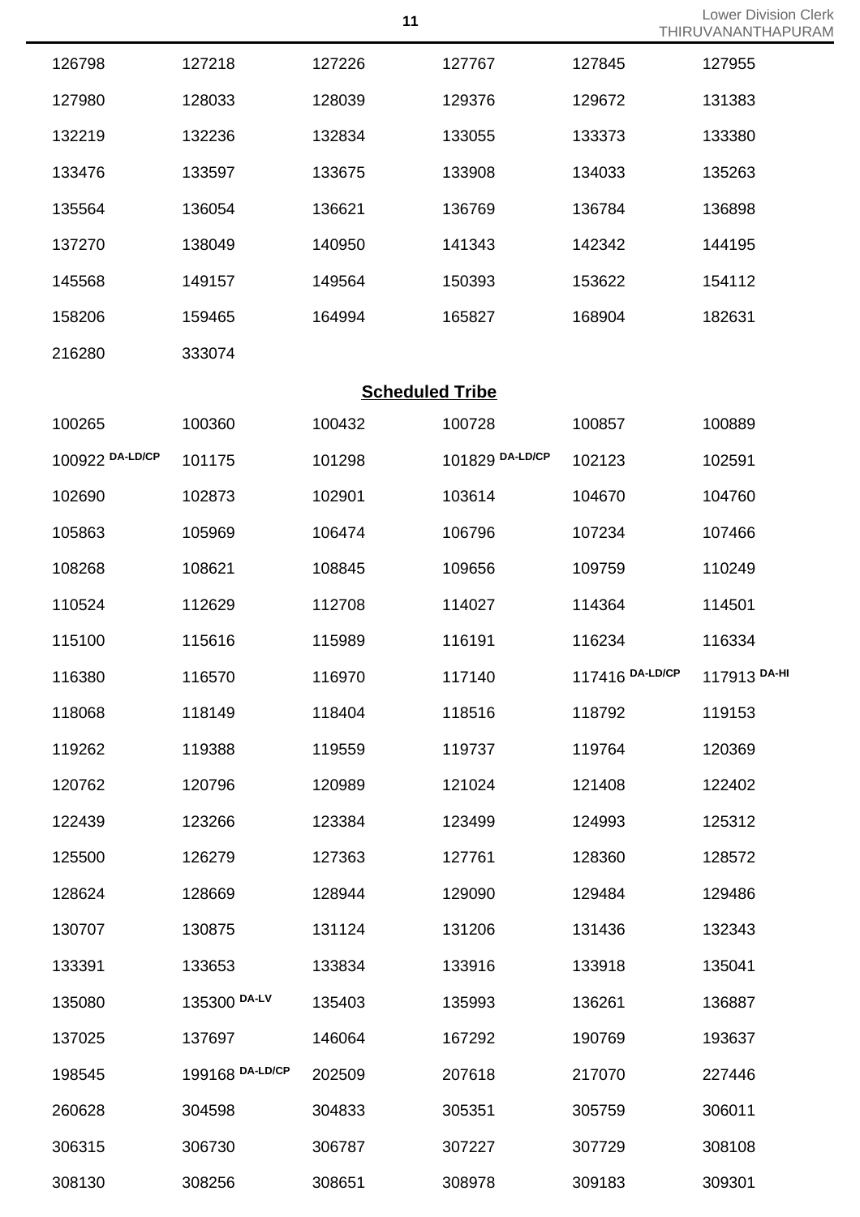| | | | | | |
|---|---|---|---|---|---|
| 126798 | 127218 | 127226 | 127767 | 127845 | 127955 |
| 127980 | 128033 | 128039 | 129376 | 129672 | 131383 |
| 132219 | 132236 | 132834 | 133055 | 133373 | 133380 |
| 133476 | 133597 | 133675 | 133908 | 134033 | 135263 |
| 135564 | 136054 | 136621 | 136769 | 136784 | 136898 |
| 137270 | 138049 | 140950 | 141343 | 142342 | 144195 |
| 145568 | 149157 | 149564 | 150393 | 153622 | 154112 |
| 158206 | 159465 | 164994 | 165827 | 168904 | 182631 |
| 216280 | 333074 | | | | |

## Scheduled Tribe

| | | | | | |
|---|---|---|---|---|---|
| 100265 | 100360 | 100432 | 100728 | 100857 | 100889 |
| 100922 DA-LD/CP | 101175 | 101298 | 101829 DA-LD/CP | 102123 | 102591 |
| 102690 | 102873 | 102901 | 103614 | 104670 | 104760 |
| 105863 | 105969 | 106474 | 106796 | 107234 | 107466 |
| 108268 | 108621 | 108845 | 109656 | 109759 | 110249 |
| 110524 | 112629 | 112708 | 114027 | 114364 | 114501 |
| 115100 | 115616 | 115989 | 116191 | 116234 | 116334 |
| 116380 | 116570 | 116970 | 117140 | 117416 DA-LD/CP | 117913 DA-HI |
| 118068 | 118149 | 118404 | 118516 | 118792 | 119153 |
| 119262 | 119388 | 119559 | 119737 | 119764 | 120369 |
| 120762 | 120796 | 120989 | 121024 | 121408 | 122402 |
| 122439 | 123266 | 123384 | 123499 | 124993 | 125312 |
| 125500 | 126279 | 127363 | 127761 | 128360 | 128572 |
| 128624 | 128669 | 128944 | 129090 | 129484 | 129486 |
| 130707 | 130875 | 131124 | 131206 | 131436 | 132343 |
| 133391 | 133653 | 133834 | 133916 | 133918 | 135041 |
| 135080 | 135300 DA-LV | 135403 | 135993 | 136261 | 136887 |
| 137025 | 137697 | 146064 | 167292 | 190769 | 193637 |
| 198545 | 199168 DA-LD/CP | 202509 | 207618 | 217070 | 227446 |
| 260628 | 304598 | 304833 | 305351 | 305759 | 306011 |
| 306315 | 306730 | 306787 | 307227 | 307729 | 308108 |
| 308130 | 308256 | 308651 | 308978 | 309183 | 309301 |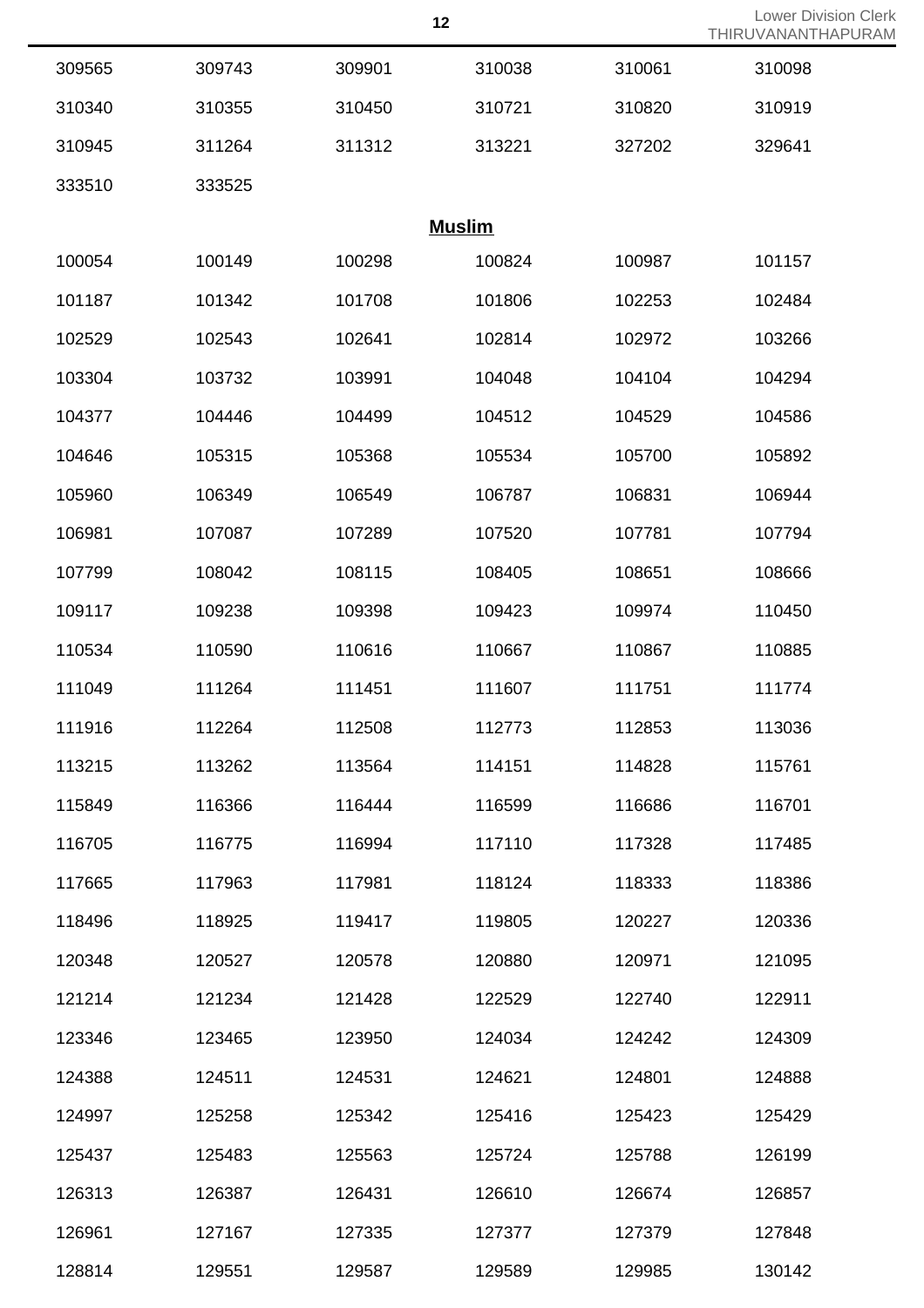| | | | | | |
|---|---|---|---|---|---|
| 309565 | 309743 | 309901 | 310038 | 310061 | 310098 |
| 310340 | 310355 | 310450 | 310721 | 310820 | 310919 |
| 310945 | 311264 | 311312 | 313221 | 327202 | 329641 |
| 333510 | 333525 | | | | |

## Muslim

| | | | | | |
|---|---|---|---|---|---|
| 100054 | 100149 | 100298 | 100824 | 100987 | 101157 |
| 101187 | 101342 | 101708 | 101806 | 102253 | 102484 |
| 102529 | 102543 | 102641 | 102814 | 102972 | 103266 |
| 103304 | 103732 | 103991 | 104048 | 104104 | 104294 |
| 104377 | 104446 | 104499 | 104512 | 104529 | 104586 |
| 104646 | 105315 | 105368 | 105534 | 105700 | 105892 |
| 105960 | 106349 | 106549 | 106787 | 106831 | 106944 |
| 106981 | 107087 | 107289 | 107520 | 107781 | 107794 |
| 107799 | 108042 | 108115 | 108405 | 108651 | 108666 |
| 109117 | 109238 | 109398 | 109423 | 109974 | 110450 |
| 110534 | 110590 | 110616 | 110667 | 110867 | 110885 |
| 111049 | 111264 | 111451 | 111607 | 111751 | 111774 |
| 111916 | 112264 | 112508 | 112773 | 112853 | 113036 |
| 113215 | 113262 | 113564 | 114151 | 114828 | 115761 |
| 115849 | 116366 | 116444 | 116599 | 116686 | 116701 |
| 116705 | 116775 | 116994 | 117110 | 117328 | 117485 |
| 117665 | 117963 | 117981 | 118124 | 118333 | 118386 |
| 118496 | 118925 | 119417 | 119805 | 120227 | 120336 |
| 120348 | 120527 | 120578 | 120880 | 120971 | 121095 |
| 121214 | 121234 | 121428 | 122529 | 122740 | 122911 |
| 123346 | 123465 | 123950 | 124034 | 124242 | 124309 |
| 124388 | 124511 | 124531 | 124621 | 124801 | 124888 |
| 124997 | 125258 | 125342 | 125416 | 125423 | 125429 |
| 125437 | 125483 | 125563 | 125724 | 125788 | 126199 |
| 126313 | 126387 | 126431 | 126610 | 126674 | 126857 |
| 126961 | 127167 | 127335 | 127377 | 127379 | 127848 |
| 128814 | 129551 | 129587 | 129589 | 129985 | 130142 |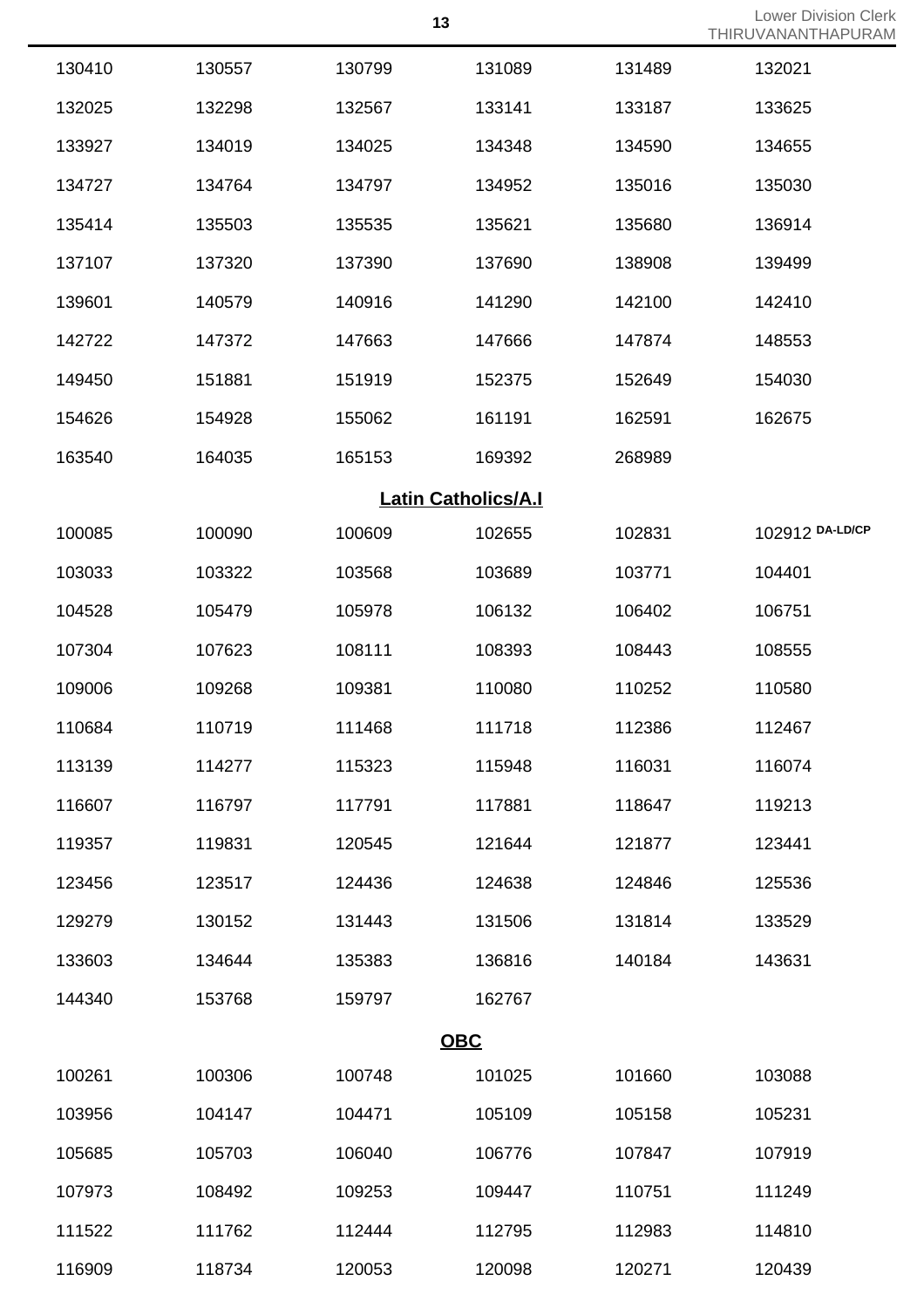| | | | | | |
|---|---|---|---|---|---|
| 130410 | 130557 | 130799 | 131089 | 131489 | 132021 |
| 132025 | 132298 | 132567 | 133141 | 133187 | 133625 |
| 133927 | 134019 | 134025 | 134348 | 134590 | 134655 |
| 134727 | 134764 | 134797 | 134952 | 135016 | 135030 |
| 135414 | 135503 | 135535 | 135621 | 135680 | 136914 |
| 137107 | 137320 | 137390 | 137690 | 138908 | 139499 |
| 139601 | 140579 | 140916 | 141290 | 142100 | 142410 |
| 142722 | 147372 | 147663 | 147666 | 147874 | 148553 |
| 149450 | 151881 | 151919 | 152375 | 152649 | 154030 |
| 154626 | 154928 | 155062 | 161191 | 162591 | 162675 |
| 163540 | 164035 | 165153 | 169392 | 268989 | |

**Latin Catholics/A.I**

| | | | | | |
|---|---|---|---|---|---|
| 100085 | 100090 | 100609 | 102655 | 102831 | 102912 DA-LD/CP |
| 103033 | 103322 | 103568 | 103689 | 103771 | 104401 |
| 104528 | 105479 | 105978 | 106132 | 106402 | 106751 |
| 107304 | 107623 | 108111 | 108393 | 108443 | 108555 |
| 109006 | 109268 | 109381 | 110080 | 110252 | 110580 |
| 110684 | 110719 | 111468 | 111718 | 112386 | 112467 |
| 113139 | 114277 | 115323 | 115948 | 116031 | 116074 |
| 116607 | 116797 | 117791 | 117881 | 118647 | 119213 |
| 119357 | 119831 | 120545 | 121644 | 121877 | 123441 |
| 123456 | 123517 | 124436 | 124638 | 124846 | 125536 |
| 129279 | 130152 | 131443 | 131506 | 131814 | 133529 |
| 133603 | 134644 | 135383 | 136816 | 140184 | 143631 |
| 144340 | 153768 | 159797 | 162767 | | |

**OBC**

| | | | | | |
|---|---|---|---|---|---|
| 100261 | 100306 | 100748 | 101025 | 101660 | 103088 |
| 103956 | 104147 | 104471 | 105109 | 105158 | 105231 |
| 105685 | 105703 | 106040 | 106776 | 107847 | 107919 |
| 107973 | 108492 | 109253 | 109447 | 110751 | 111249 |
| 111522 | 111762 | 112444 | 112795 | 112983 | 114810 |
| 116909 | 118734 | 120053 | 120098 | 120271 | 120439 |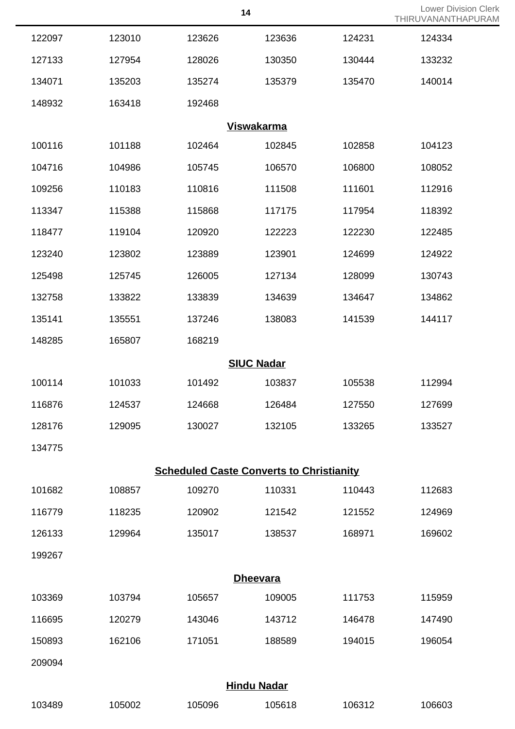| | | | | | |
|---|---|---|---|---|---|
| 122097 | 123010 | 123626 | 123636 | 124231 | 124334 |
| 127133 | 127954 | 128026 | 130350 | 130444 | 133232 |
| 134071 | 135203 | 135274 | 135379 | 135470 | 140014 |
| 148932 | 163418 | 192468 | | | |

## Viswakarma

| | | | | | |
|---|---|---|---|---|---|
| 100116 | 101188 | 102464 | 102845 | 102858 | 104123 |
| 104716 | 104986 | 105745 | 106570 | 106800 | 108052 |
| 109256 | 110183 | 110816 | 111508 | 111601 | 112916 |
| 113347 | 115388 | 115868 | 117175 | 117954 | 118392 |
| 118477 | 119104 | 120920 | 122223 | 122230 | 122485 |
| 123240 | 123802 | 123889 | 123901 | 124699 | 124922 |
| 125498 | 125745 | 126005 | 127134 | 128099 | 130743 |
| 132758 | 133822 | 133839 | 134639 | 134647 | 134862 |
| 135141 | 135551 | 137246 | 138083 | 141539 | 144117 |
| 148285 | 165807 | 168219 | | | |

## SIUC Nadar

| | | | | | |
|---|---|---|---|---|---|
| 100114 | 101033 | 101492 | 103837 | 105538 | 112994 |
| 116876 | 124537 | 124668 | 126484 | 127550 | 127699 |
| 128176 | 129095 | 130027 | 132105 | 133265 | 133527 |
| 134775 | | | | | |

## Scheduled Caste Converts to Christianity

| | | | | | |
|---|---|---|---|---|---|
| 101682 | 108857 | 109270 | 110331 | 110443 | 112683 |
| 116779 | 118235 | 120902 | 121542 | 121552 | 124969 |
| 126133 | 129964 | 135017 | 138537 | 168971 | 169602 |
| 199267 | | | | | |

## Dheevara

| | | | | | |
|---|---|---|---|---|---|
| 103369 | 103794 | 105657 | 109005 | 111753 | 115959 |
| 116695 | 120279 | 143046 | 143712 | 146478 | 147490 |
| 150893 | 162106 | 171051 | 188589 | 194015 | 196054 |
| 209094 | | | | | |

## Hindu Nadar

| | | | | | |
|---|---|---|---|---|---|
| 103489 | 105002 | 105096 | 105618 | 106312 | 106603 |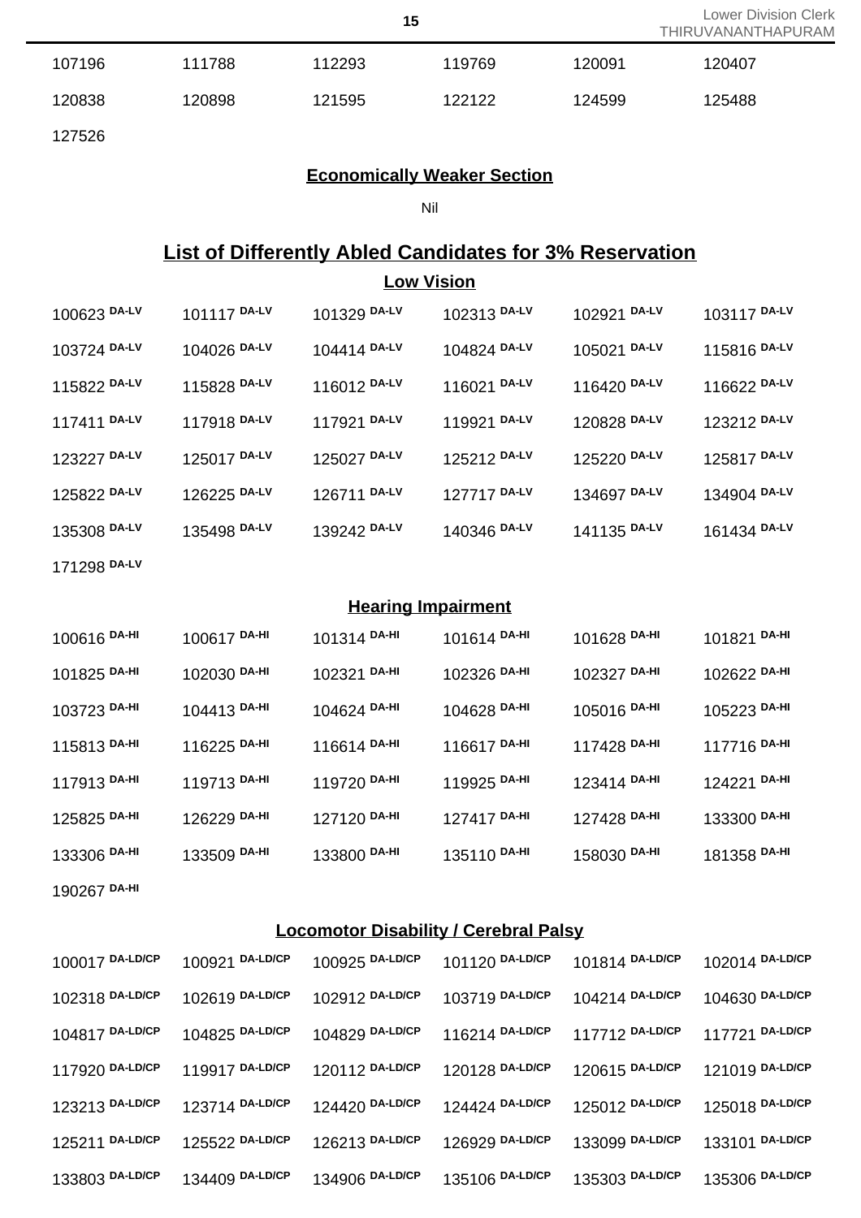107196 111788 112293 119769 120091 120407

120838 120898 121595 122122 124599 125488

127526

**Economically Weaker Section**

Nil

## List of Differently Abled Candidates for 3% Reservation

**Low Vision**

100623 DA-LV 101117 DA-LV 101329 DA-LV 102313 DA-LV 102921 DA-LV 103117 DA-LV

103724 DA-LV 104026 DA-LV 104414 DA-LV 104824 DA-LV 105021 DA-LV 115816 DA-LV

115822 DA-LV 115828 DA-LV 116012 DA-LV 116021 DA-LV 116420 DA-LV 116622 DA-LV

117411 DA-LV 117918 DA-LV 117921 DA-LV 119921 DA-LV 120828 DA-LV 123212 DA-LV

123227 DA-LV 125017 DA-LV 125027 DA-LV 125212 DA-LV 125220 DA-LV 125817 DA-LV

125822 DA-LV 126225 DA-LV 126711 DA-LV 127717 DA-LV 134697 DA-LV 134904 DA-LV

135308 DA-LV 135498 DA-LV 139242 DA-LV 140346 DA-LV 141135 DA-LV 161434 DA-LV

171298 DA-LV

**Hearing Impairment**

100616 DA-HI 100617 DA-HI 101314 DA-HI 101614 DA-HI 101628 DA-HI 101821 DA-HI

101825 DA-HI 102030 DA-HI 102321 DA-HI 102326 DA-HI 102327 DA-HI 102622 DA-HI

103723 DA-HI 104413 DA-HI 104624 DA-HI 104628 DA-HI 105016 DA-HI 105223 DA-HI

115813 DA-HI 116225 DA-HI 116614 DA-HI 116617 DA-HI 117428 DA-HI 117716 DA-HI

117913 DA-HI 119713 DA-HI 119720 DA-HI 119925 DA-HI 123414 DA-HI 124221 DA-HI

125825 DA-HI 126229 DA-HI 127120 DA-HI 127417 DA-HI 127428 DA-HI 133300 DA-HI

133306 DA-HI 133509 DA-HI 133800 DA-HI 135110 DA-HI 158030 DA-HI 181358 DA-HI

190267 DA-HI

**Locomotor Disability / Cerebral Palsy**

100017 DA-LD/CP 100921 DA-LD/CP 100925 DA-LD/CP 101120 DA-LD/CP 101814 DA-LD/CP 102014 DA-LD/CP

102318 DA-LD/CP 102619 DA-LD/CP 102912 DA-LD/CP 103719 DA-LD/CP 104214 DA-LD/CP 104630 DA-LD/CP

104817 DA-LD/CP 104825 DA-LD/CP 104829 DA-LD/CP 116214 DA-LD/CP 117712 DA-LD/CP 117721 DA-LD/CP

117920 DA-LD/CP 119917 DA-LD/CP 120112 DA-LD/CP 120128 DA-LD/CP 120615 DA-LD/CP 121019 DA-LD/CP

123213 DA-LD/CP 123714 DA-LD/CP 124420 DA-LD/CP 124424 DA-LD/CP 125012 DA-LD/CP 125018 DA-LD/CP

125211 DA-LD/CP 125522 DA-LD/CP 126213 DA-LD/CP 126929 DA-LD/CP 133099 DA-LD/CP 133101 DA-LD/CP

133803 DA-LD/CP 134409 DA-LD/CP 134906 DA-LD/CP 135106 DA-LD/CP 135303 DA-LD/CP 135306 DA-LD/CP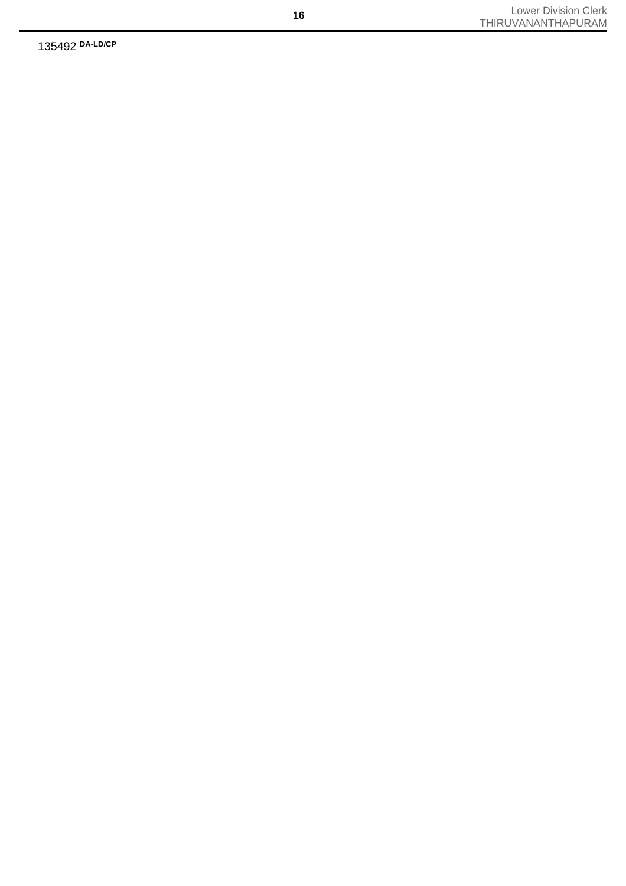135492 DA-LD/CP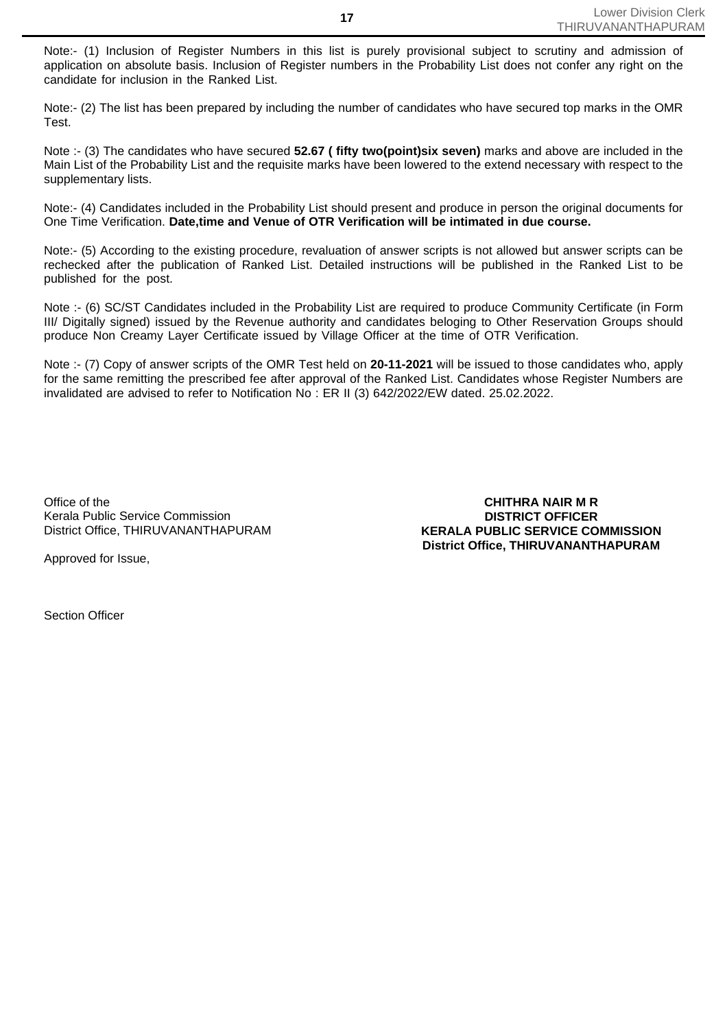Note:- (1) Inclusion of Register Numbers in this list is purely provisional subject to scrutiny and admission of application on absolute basis. Inclusion of Register numbers in the Probability List does not confer any right on the candidate for inclusion in the Ranked List.

Note:- (2) The list has been prepared by including the number of candidates who have secured top marks in the OMR Test.

Note :- (3) The candidates who have secured **52.67 ( fifty two(point)six seven)** marks and above are included in the Main List of the Probability List and the requisite marks have been lowered to the extend necessary with respect to the supplementary lists.

Note:- (4) Candidates included in the Probability List should present and produce in person the original documents for One Time Verification. **Date,time and Venue of OTR Verification will be intimated in due course.**

Note:- (5) According to the existing procedure, revaluation of answer scripts is not allowed but answer scripts can be rechecked after the publication of Ranked List. Detailed instructions will be published in the Ranked List to be published for the post.

Note :- (6) SC/ST Candidates included in the Probability List are required to produce Community Certificate (in Form III/ Digitally signed) issued by the Revenue authority and candidates beloging to Other Reservation Groups should produce Non Creamy Layer Certificate issued by Village Officer at the time of OTR Verification.

Note :- (7) Copy of answer scripts of the OMR Test held on **20-11-2021** will be issued to those candidates who, apply for the same remitting the prescribed fee after approval of the Ranked List. Candidates whose Register Numbers are invalidated are advised to refer to Notification No : ER II (3) 642/2022/EW dated. 25.02.2022.

**CHITHRA NAIR M R**
**DISTRICT OFFICER**
**KERALA PUBLIC SERVICE COMMISSION**
**District Office, THIRUVANANTHAPURAM**

Office of the
Kerala Public Service Commission
District Office, THIRUVANANTHAPURAM

Approved for Issue,

Section Officer